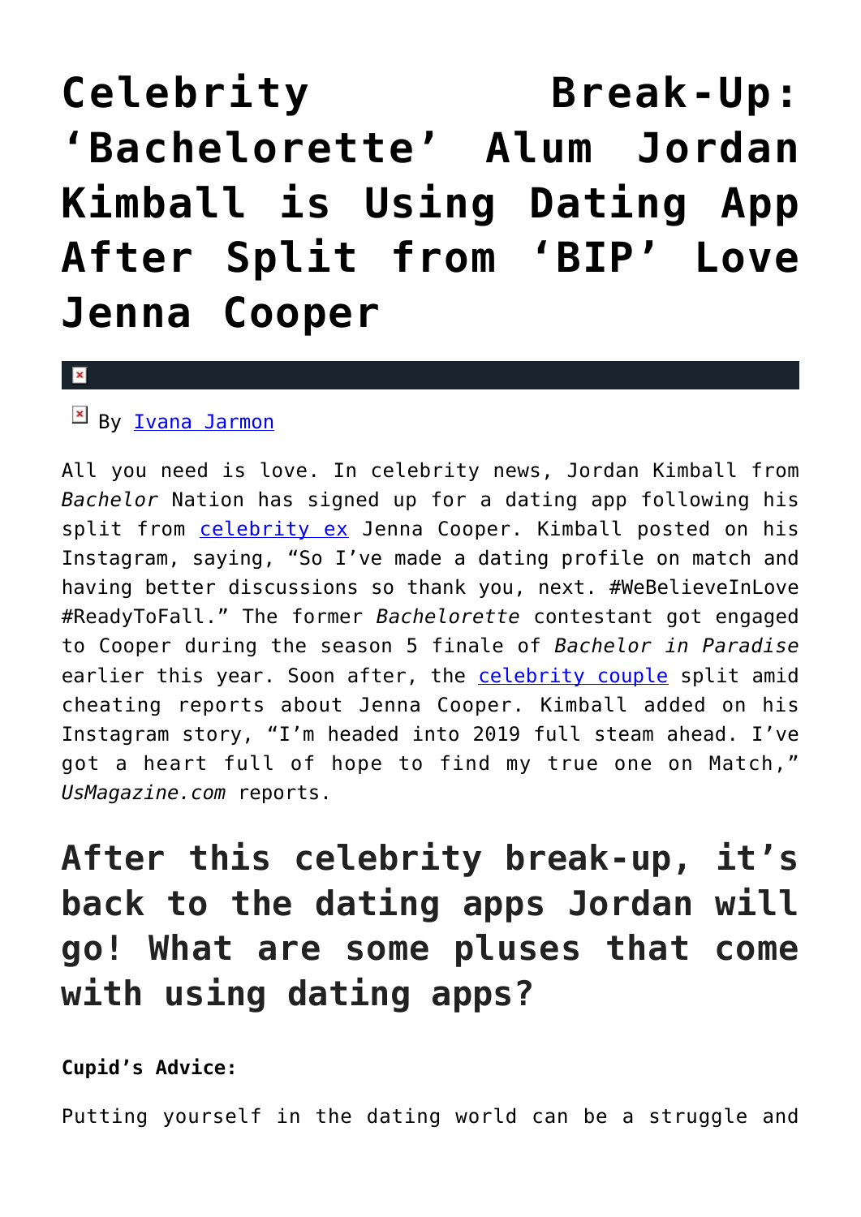# Celebrity Break-Up: 'Bachelorette' Alum Jordan Kimball is Using Dating App After Split from 'BIP' Love Jenna Cooper

By Ivana Jarmon

All you need is love. In celebrity news, Jordan Kimball from *Bachelor* Nation has signed up for a dating app following his split from celebrity ex Jenna Cooper. Kimball posted on his Instagram, saying, "So I've made a dating profile on match and having better discussions so thank you, next. #WeBelieveInLove #ReadyToFall." The former *Bachelorette* contestant got engaged to Cooper during the season 5 finale of *Bachelor in Paradise* earlier this year. Soon after, the celebrity couple split amid cheating reports about Jenna Cooper. Kimball added on his Instagram story, "I'm headed into 2019 full steam ahead. I've got a heart full of hope to find my true one on Match," *UsMagazine.com* reports.

## After this celebrity break-up, it's back to the dating apps Jordan will go! What are some pluses that come with using dating apps?

**Cupid's Advice:**

Putting yourself in the dating world can be a struggle and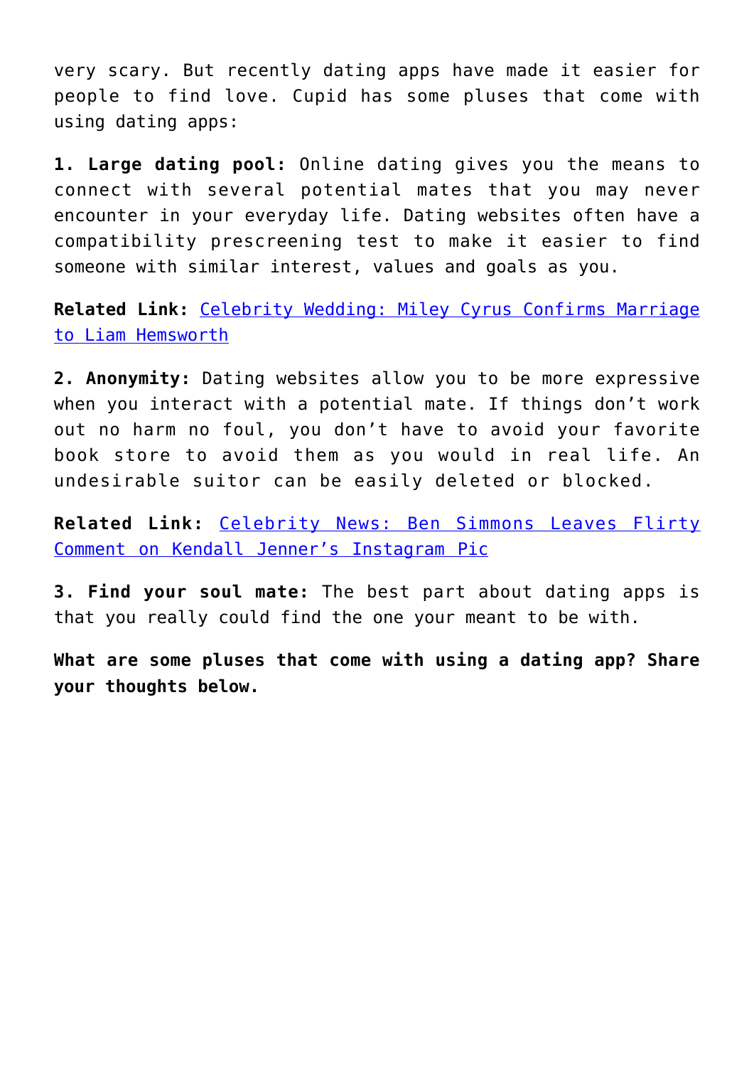very scary. But recently dating apps have made it easier for people to find love. Cupid has some pluses that come with using dating apps:

**1. Large dating pool:** Online dating gives you the means to connect with several potential mates that you may never encounter in your everyday life. Dating websites often have a compatibility prescreening test to make it easier to find someone with similar interest, values and goals as you.

**Related Link:** Celebrity Wedding: Miley Cyrus Confirms Marriage to Liam Hemsworth

**2. Anonymity:** Dating websites allow you to be more expressive when you interact with a potential mate. If things don't work out no harm no foul, you don't have to avoid your favorite book store to avoid them as you would in real life. An undesirable suitor can be easily deleted or blocked.

**Related Link:** Celebrity News: Ben Simmons Leaves Flirty Comment on Kendall Jenner's Instagram Pic

**3. Find your soul mate:** The best part about dating apps is that you really could find the one your meant to be with.

**What are some pluses that come with using a dating app? Share your thoughts below.**